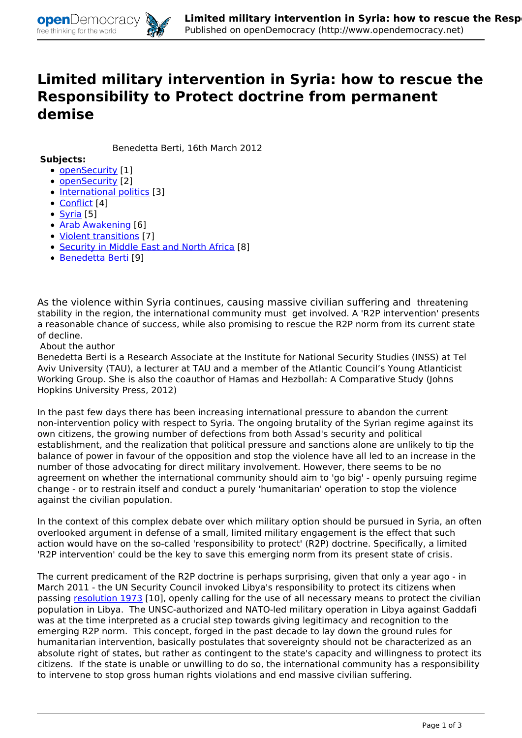# Limited military intervention in Syria: how to rescue the Responsibility to Protect doctrine from permanent demise

Benedetta Berti, 16th March 2012

**Subjects:**

- openSecurity [1]
- openSecurity [2]
- International politics [3]
- Conflict [4]
- Syria [5]
- Arab Awakening [6]
- Violent transitions [7]
- Security in Middle East and North Africa [8]
- Benedetta Berti [9]

As the violence within Syria continues, causing massive civilian suffering and threatening stability in the region, the international community must get involved. A 'R2P intervention' presents a reasonable chance of success, while also promising to rescue the R2P norm from its current state of decline.

About the author
Benedetta Berti is a Research Associate at the Institute for National Security Studies (INSS) at Tel Aviv University (TAU), a lecturer at TAU and a member of the Atlantic Council's Young Atlanticist Working Group. She is also the coauthor of Hamas and Hezbollah: A Comparative Study (Johns Hopkins University Press, 2012)

In the past few days there has been increasing international pressure to abandon the current non-intervention policy with respect to Syria. The ongoing brutality of the Syrian regime against its own citizens, the growing number of defections from both Assad's security and political establishment, and the realization that political pressure and sanctions alone are unlikely to tip the balance of power in favour of the opposition and stop the violence have all led to an increase in the number of those advocating for direct military involvement. However, there seems to be no agreement on whether the international community should aim to 'go big' - openly pursuing regime change - or to restrain itself and conduct a purely 'humanitarian' operation to stop the violence against the civilian population.

In the context of this complex debate over which military option should be pursued in Syria, an often overlooked argument in defense of a small, limited military engagement is the effect that such action would have on the so-called 'responsibility to protect' (R2P) doctrine. Specifically, a limited 'R2P intervention' could be the key to save this emerging norm from its present state of crisis.

The current predicament of the R2P doctrine is perhaps surprising, given that only a year ago - in March 2011 - the UN Security Council invoked Libya's responsibility to protect its citizens when passing resolution 1973 [10], openly calling for the use of all necessary means to protect the civilian population in Libya. The UNSC-authorized and NATO-led military operation in Libya against Gaddafi was at the time interpreted as a crucial step towards giving legitimacy and recognition to the emerging R2P norm. This concept, forged in the past decade to lay down the ground rules for humanitarian intervention, basically postulates that sovereignty should not be characterized as an absolute right of states, but rather as contingent to the state's capacity and willingness to protect its citizens. If the state is unable or unwilling to do so, the international community has a responsibility to intervene to stop gross human rights violations and end massive civilian suffering.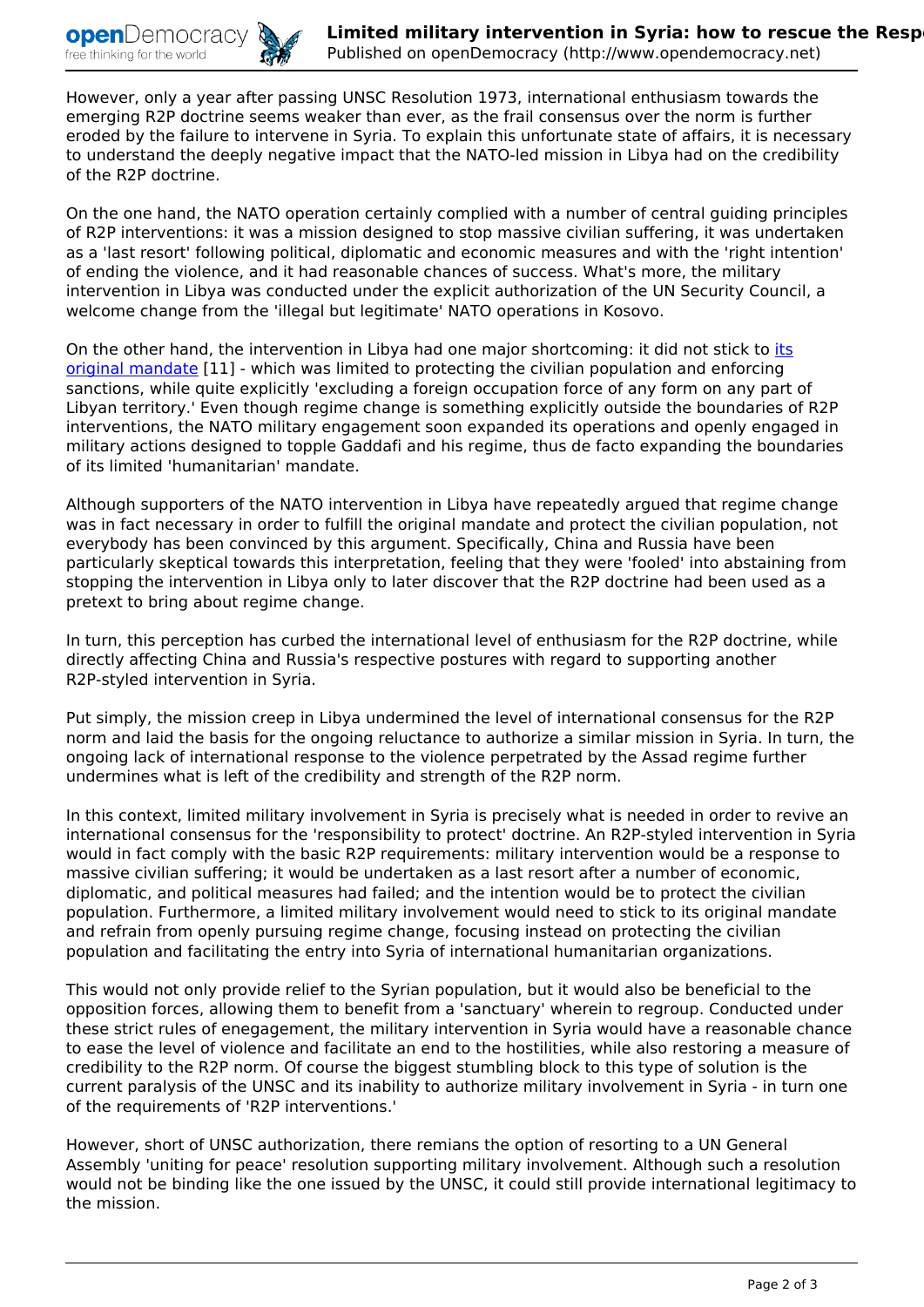However, only a year after passing UNSC Resolution 1973, international enthusiasm towards the emerging R2P doctrine seems weaker than ever, as the frail consensus over the norm is further eroded by the failure to intervene in Syria. To explain this unfortunate state of affairs, it is necessary to understand the deeply negative impact that the NATO-led mission in Libya had on the credibility of the R2P doctrine.

On the one hand, the NATO operation certainly complied with a number of central guiding principles of R2P interventions: it was a mission designed to stop massive civilian suffering, it was undertaken as a 'last resort' following political, diplomatic and economic measures and with the 'right intention' of ending the violence, and it had reasonable chances of success. What's more, the military intervention in Libya was conducted under the explicit authorization of the UN Security Council, a welcome change from the 'illegal but legitimate' NATO operations in Kosovo.

On the other hand, the intervention in Libya had one major shortcoming: it did not stick to its original mandate [11] - which was limited to protecting the civilian population and enforcing sanctions, while quite explicitly 'excluding a foreign occupation force of any form on any part of Libyan territory.' Even though regime change is something explicitly outside the boundaries of R2P interventions, the NATO military engagement soon expanded its operations and openly engaged in military actions designed to topple Gaddafi and his regime, thus de facto expanding the boundaries of its limited 'humanitarian' mandate.

Although supporters of the NATO intervention in Libya have repeatedly argued that regime change was in fact necessary in order to fulfill the original mandate and protect the civilian population, not everybody has been convinced by this argument. Specifically, China and Russia have been particularly skeptical towards this interpretation, feeling that they were 'fooled' into abstaining from stopping the intervention in Libya only to later discover that the R2P doctrine had been used as a pretext to bring about regime change.

In turn, this perception has curbed the international level of enthusiasm for the R2P doctrine, while directly affecting China and Russia's respective postures with regard to supporting another R2P-styled intervention in Syria.

Put simply, the mission creep in Libya undermined the level of international consensus for the R2P norm and laid the basis for the ongoing reluctance to authorize a similar mission in Syria. In turn, the ongoing lack of international response to the violence perpetrated by the Assad regime further undermines what is left of the credibility and strength of the R2P norm.

In this context, limited military involvement in Syria is precisely what is needed in order to revive an international consensus for the 'responsibility to protect' doctrine. An R2P-styled intervention in Syria would in fact comply with the basic R2P requirements: military intervention would be a response to massive civilian suffering; it would be undertaken as a last resort after a number of economic, diplomatic, and political measures had failed; and the intention would be to protect the civilian population. Furthermore, a limited military involvement would need to stick to its original mandate and refrain from openly pursuing regime change, focusing instead on protecting the civilian population and facilitating the entry into Syria of international humanitarian organizations.

This would not only provide relief to the Syrian population, but it would also be beneficial to the opposition forces, allowing them to benefit from a 'sanctuary' wherein to regroup. Conducted under these strict rules of enegagement, the military intervention in Syria would have a reasonable chance to ease the level of violence and facilitate an end to the hostilities, while also restoring a measure of credibility to the R2P norm. Of course the biggest stumbling block to this type of solution is the current paralysis of the UNSC and its inability to authorize military involvement in Syria - in turn one of the requirements of 'R2P interventions.'

However, short of UNSC authorization, there remians the option of resorting to a UN General Assembly 'uniting for peace' resolution supporting military involvement. Although such a resolution would not be binding like the one issued by the UNSC, it could still provide international legitimacy to the mission.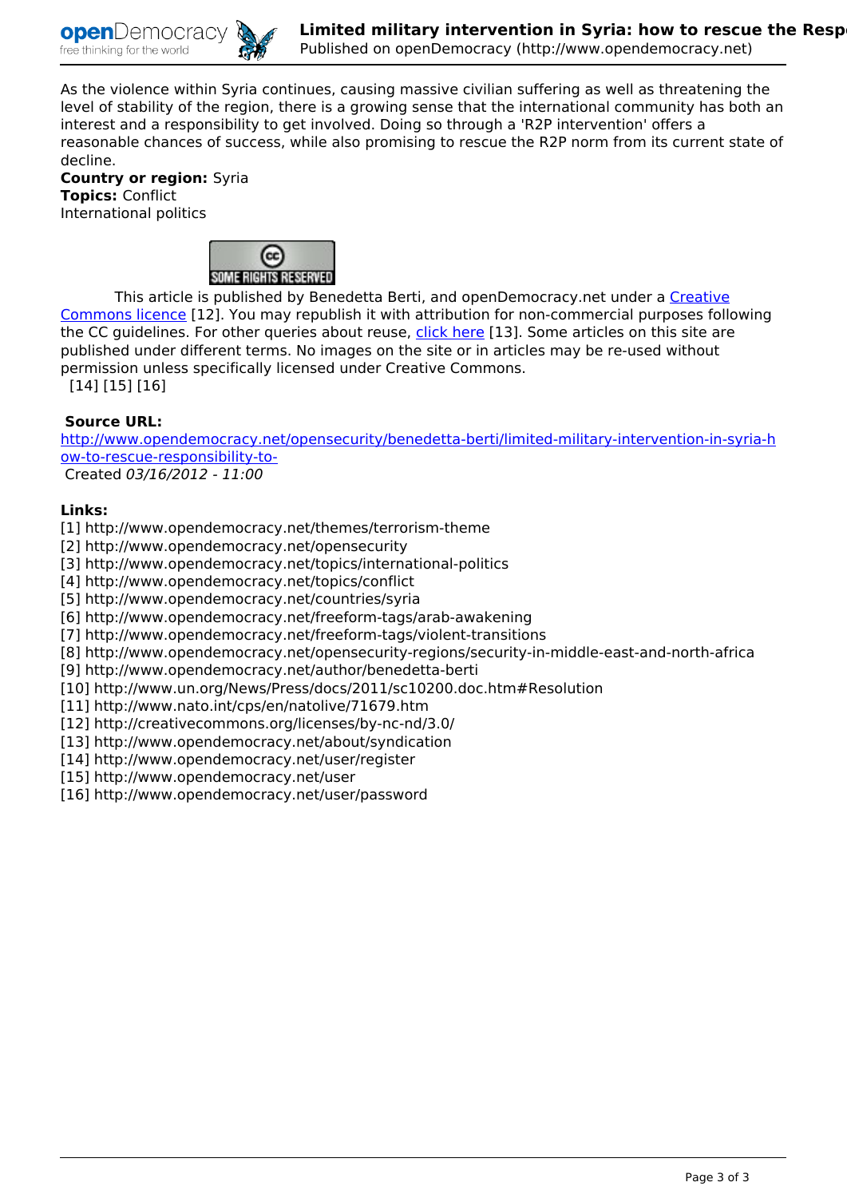As the violence within Syria continues, causing massive civilian suffering as well as threatening the level of stability of the region, there is a growing sense that the international community has both an interest and a responsibility to get involved. Doing so through a 'R2P intervention' offers a reasonable chances of success, while also promising to rescue the R2P norm from its current state of decline.

**Country or region:** Syria
**Topics:** Conflict
International politics

SOME RIGHTS RESERVED

This article is published by Benedetta Berti, and openDemocracy.net under a Creative Commons licence [12]. You may republish it with attribution for non-commercial purposes following the CC guidelines. For other queries about reuse, click here [13]. Some articles on this site are published under different terms. No images on the site or in articles may be re-used without permission unless specifically licensed under Creative Commons.
[14] [15] [16]

**Source URL:**
http://www.opendemocracy.net/opensecurity/benedetta-berti/limited-military-intervention-in-syria-how-to-rescue-responsibility-to-
Created *03/16/2012 - 11:00*

**Links:**
[1] http://www.opendemocracy.net/themes/terrorism-theme
[2] http://www.opendemocracy.net/opensecurity
[3] http://www.opendemocracy.net/topics/international-politics
[4] http://www.opendemocracy.net/topics/conflict
[5] http://www.opendemocracy.net/countries/syria
[6] http://www.opendemocracy.net/freeform-tags/arab-awakening
[7] http://www.opendemocracy.net/freeform-tags/violent-transitions
[8] http://www.opendemocracy.net/opensecurity-regions/security-in-middle-east-and-north-africa
[9] http://www.opendemocracy.net/author/benedetta-berti
[10] http://www.un.org/News/Press/docs/2011/sc10200.doc.htm#Resolution
[11] http://www.nato.int/cps/en/natolive/71679.htm
[12] http://creativecommons.org/licenses/by-nc-nd/3.0/
[13] http://www.opendemocracy.net/about/syndication
[14] http://www.opendemocracy.net/user/register
[15] http://www.opendemocracy.net/user
[16] http://www.opendemocracy.net/user/password